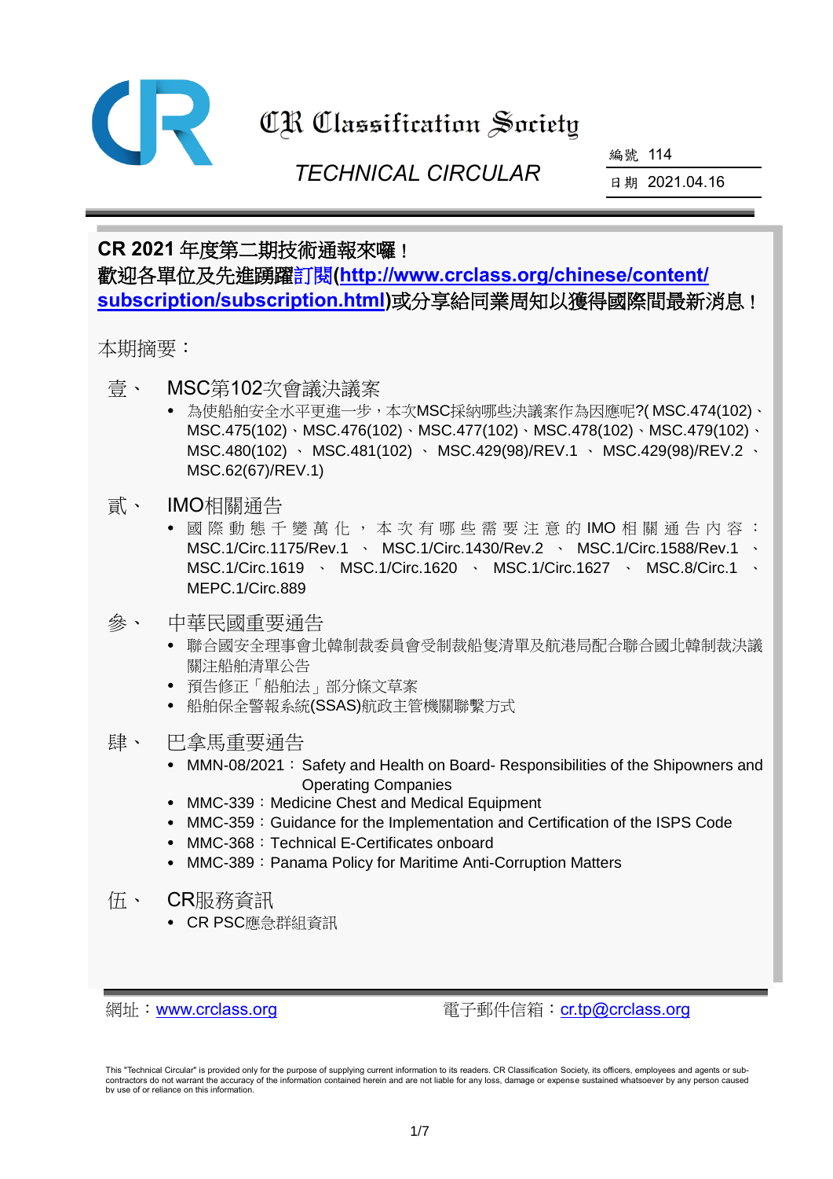# CR Classification Society

## TECHNICAL CIRCULAR

編號 114

日期 2021.04.16

**CR 2021 年度第二期技術通報來囉！**
**歡迎各單位及先進踴躍訂閱([http://www.crclass.org/chinese/content/subscription/subscription.html](http://www.crclass.org/chinese/content/subscription/subscription.html))或分享給同業周知以獲得國際間最新消息！**

本期摘要：

壹、 MSC第102次會議決議案

- 為使船舶安全水平更進一步，本次MSC採納哪些決議案作為因應呢?( MSC.474(102)、MSC.475(102)、MSC.476(102)、MSC.477(102)、MSC.478(102)、MSC.479(102)、MSC.480(102) 、 MSC.481(102) 、 MSC.429(98)/REV.1 、 MSC.429(98)/REV.2 、 MSC.62(67)/REV.1)

貳、 IMO相關通告

- 國際動態千變萬化，本次有哪些需要注意的 IMO 相關通告內容：MSC.1/Circ.1175/Rev.1 、 MSC.1/Circ.1430/Rev.2 、 MSC.1/Circ.1588/Rev.1 、 MSC.1/Circ.1619 、 MSC.1/Circ.1620 、 MSC.1/Circ.1627 、 MSC.8/Circ.1 、 MEPC.1/Circ.889

參、 中華民國重要通告

- 聯合國安全理事會北韓制裁委員會受制裁船隻清單及航港局配合聯合國北韓制裁決議關注船舶清單公告
- 預告修正「船舶法」部分條文草案
- 船舶保全警報系統(SSAS)航政主管機關聯繫方式

肆、 巴拿馬重要通告

- MMN-08/2021：Safety and Health on Board- Responsibilities of the Shipowners and Operating Companies
- MMC-339：Medicine Chest and Medical Equipment
- MMC-359：Guidance for the Implementation and Certification of the ISPS Code
- MMC-368：Technical E-Certificates onboard
- MMC-389：Panama Policy for Maritime Anti-Corruption Matters

伍、 CR服務資訊

- CR PSC應急群組資訊

網址：[www.crclass.org](http://www.crclass.org)　　　電子郵件信箱：[cr.tp@crclass.org](mailto:cr.tp@crclass.org)

This "Technical Circular" is provided only for the purpose of supplying current information to its readers. CR Classification Society, its officers, employees and agents or sub-contractors do not warrant the accuracy of the information contained herein and are not liable for any loss, damage or expense sustained whatsoever by any person caused by use of or reliance on this information.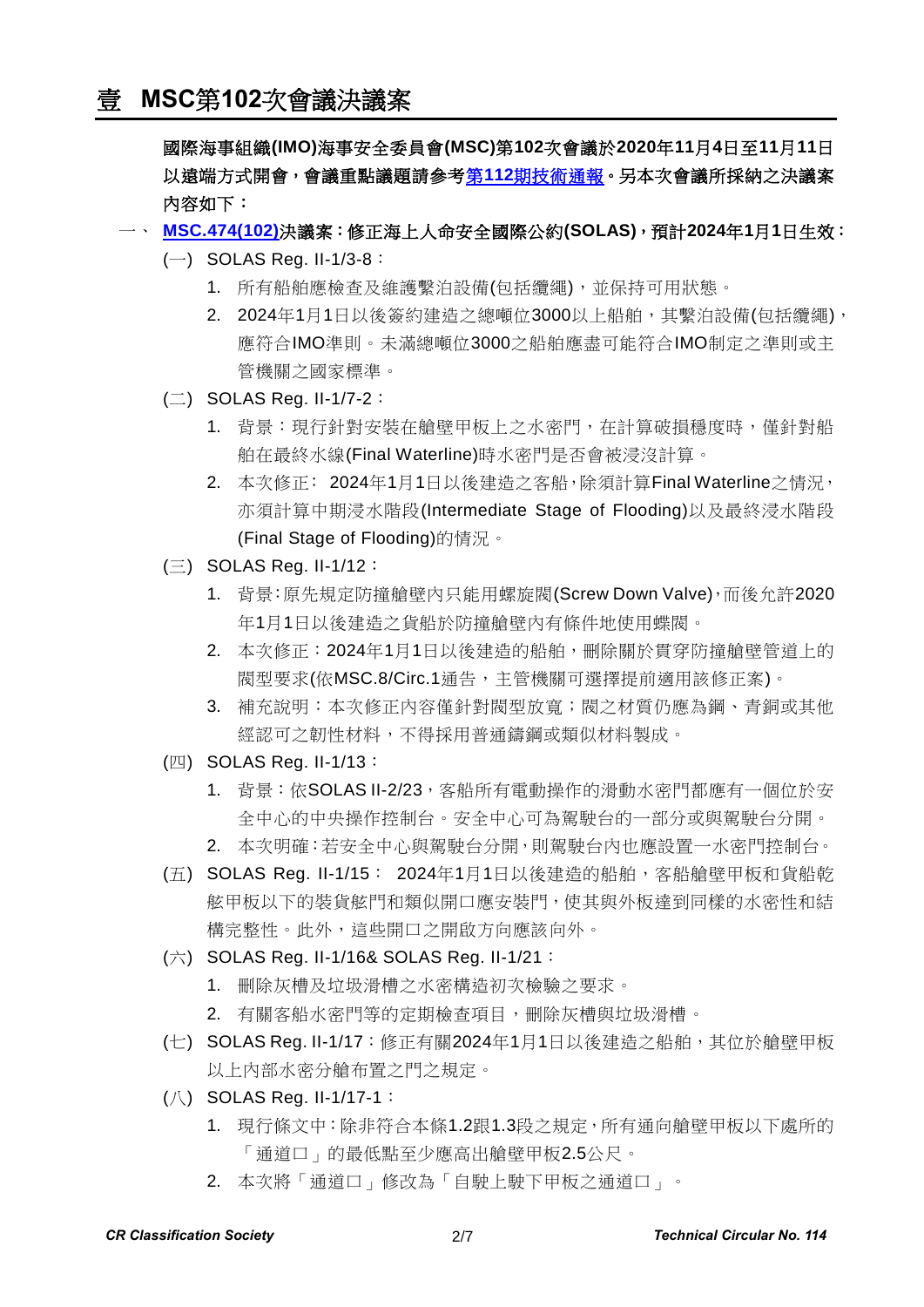# 壹 MSC第102次會議決議案

**國際海事組織(IMO)海事安全委員會(MSC)第102次會議於2020年11月4日至11月11日以遠端方式開會，會議重點議題請參考第112期技術通報。另本次會議所採納之決議案內容如下：**

一、 **MSC.474(102)決議案：修正海上人命安全國際公約(SOLAS)，預計2024年1月1日生效：**

(一) SOLAS Reg. II-1/3-8：

1. 所有船舶應檢查及維護繫泊設備(包括纜繩)，並保持可用狀態。
2. 2024年1月1日以後簽約建造之總噸位3000以上船舶，其繫泊設備(包括纜繩)，應符合IMO準則。未滿總噸位3000之船舶應盡可能符合IMO制定之準則或主管機關之國家標準。

(二) SOLAS Reg. II-1/7-2：

1. 背景：現行針對安裝在艙壁甲板上之水密門，在計算破損穩度時，僅針對船舶在最終水線(Final Waterline)時水密門是否會被浸沒計算。
2. 本次修正： 2024年1月1日以後建造之客船，除須計算Final Waterline之情況，亦須計算中期浸水階段(Intermediate Stage of Flooding)以及最終浸水階段(Final Stage of Flooding)的情況。

(三) SOLAS Reg. II-1/12：

1. 背景：原先規定防撞艙壁內只能用螺旋閥(Screw Down Valve)，而後允許2020年1月1日以後建造之貨船於防撞艙壁內有條件地使用蝶閥。
2. 本次修正：2024年1月1日以後建造的船舶，刪除關於貫穿防撞艙壁管道上的閥型要求(依MSC.8/Circ.1通告，主管機關可選擇提前適用該修正案)。
3. 補充說明：本次修正內容僅針對閥型放寬；閥之材質仍應為鋼、青銅或其他經認可之韌性材料，不得採用普通鑄鋼或類似材料製成。

(四) SOLAS Reg. II-1/13：

1. 背景：依SOLAS II-2/23，客船所有電動操作的滑動水密門都應有一個位於安全中心的中央操作控制台。安全中心可為駕駛台的一部分或與駕駛台分開。
2. 本次明確：若安全中心與駕駛台分開，則駕駛台內也應設置一水密門控制台。

(五) SOLAS Reg. II-1/15： 2024年1月1日以後建造的船舶，客船艙壁甲板和貨船乾舷甲板以下的裝貨舷門和類似開口應安裝門，使其與外板達到同樣的水密性和結構完整性。此外，這些開口之開啟方向應該向外。

(六) SOLAS Reg. II-1/16& SOLAS Reg. II-1/21：

1. 刪除灰槽及垃圾滑槽之水密構造初次檢驗之要求。
2. 有關客船水密門等的定期檢查項目，刪除灰槽與垃圾滑槽。

(七) SOLAS Reg. II-1/17：修正有關2024年1月1日以後建造之船舶，其位於艙壁甲板以上內部水密分艙布置之門之規定。

(八) SOLAS Reg. II-1/17-1：

1. 現行條文中：除非符合本條1.2跟1.3段之規定，所有通向艙壁甲板以下處所的「通道口」的最低點至少應高出艙壁甲板2.5公尺。
2. 本次將「通道口」修改為「自駛上駛下甲板之通道口」。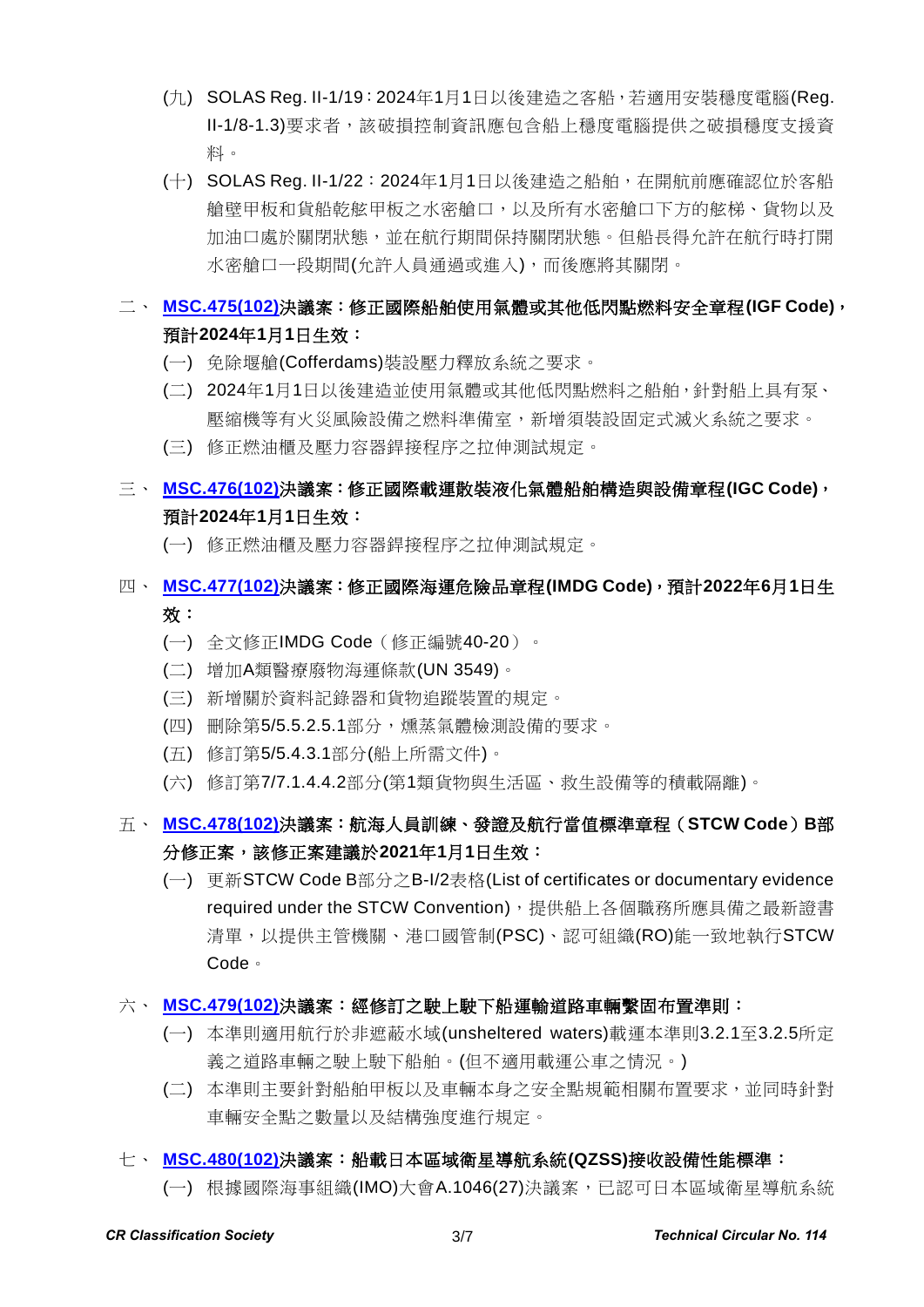(九) SOLAS Reg. II-1/19：2024年1月1日以後建造之客船，若適用安裝穩度電腦(Reg. II-1/8-1.3)要求者，該破損控制資訊應包含船上穩度電腦提供之破損穩度支援資料。

(十) SOLAS Reg. II-1/22：2024年1月1日以後建造之船舶，在開航前應確認位於客船艙壁甲板和貨船乾舷甲板之水密艙口，以及所有水密艙口下方的舷梯、貨物以及加油口處於關閉狀態，並在航行期間保持關閉狀態。但船長得允許在航行時打開水密艙口一段期間(允許人員通過或進入)，而後應將其關閉。

二、 **MSC.475(102)決議案：修正國際船舶使用氣體或其他低閃點燃料安全章程(IGF Code)，預計2024年1月1日生效：**

(一) 免除堰艙(Cofferdams)裝設壓力釋放系統之要求。

(二) 2024年1月1日以後建造並使用氣體或其他低閃點燃料之船舶，針對船上具有泵、壓縮機等有火災風險設備之燃料準備室，新增須裝設固定式滅火系統之要求。

(三) 修正燃油櫃及壓力容器銲接程序之拉伸測試規定。

三、 **MSC.476(102)決議案：修正國際載運散裝液化氣體船舶構造與設備章程(IGC Code)，預計2024年1月1日生效：**

(一) 修正燃油櫃及壓力容器銲接程序之拉伸測試規定。

四、 **MSC.477(102)決議案：修正國際海運危險品章程(IMDG Code)，預計2022年6月1日生效：**

(一) 全文修正IMDG Code（修正編號40-20）。

(二) 增加A類醫療廢物海運條款(UN 3549)。

(三) 新增關於資料記錄器和貨物追蹤裝置的規定。

(四) 刪除第5/5.5.2.5.1部分，燻蒸氣體檢測設備的要求。

(五) 修訂第5/5.4.3.1部分(船上所需文件)。

(六) 修訂第7/7.1.4.4.2部分(第1類貨物與生活區、救生設備等的積載隔離)。

五、 **MSC.478(102)決議案：航海人員訓練、發證及航行當值標準章程（STCW Code）B部分修正案，該修正案建議於2021年1月1日生效：**

(一) 更新STCW Code B部分之B-I/2表格(List of certificates or documentary evidence required under the STCW Convention)，提供船上各個職務所應具備之最新證書清單，以提供主管機關、港口國管制(PSC)、認可組織(RO)能一致地執行STCW Code。

六、 **MSC.479(102)決議案：經修訂之駛上駛下船運輸道路車輛繫固布置準則：**

(一) 本準則適用航行於非遮蔽水域(unsheltered waters)載運本準則3.2.1至3.2.5所定義之道路車輛之駛上駛下船舶。(但不適用載運公車之情況。)

(二) 本準則主要針對船舶甲板以及車輛本身之安全點規範相關布置要求，並同時針對車輛安全點之數量以及結構強度進行規定。

七、 **MSC.480(102)決議案：船載日本區域衛星導航系統(QZSS)接收設備性能標準：**

(一) 根據國際海事組織(IMO)大會A.1046(27)決議案，已認可日本區域衛星導航系統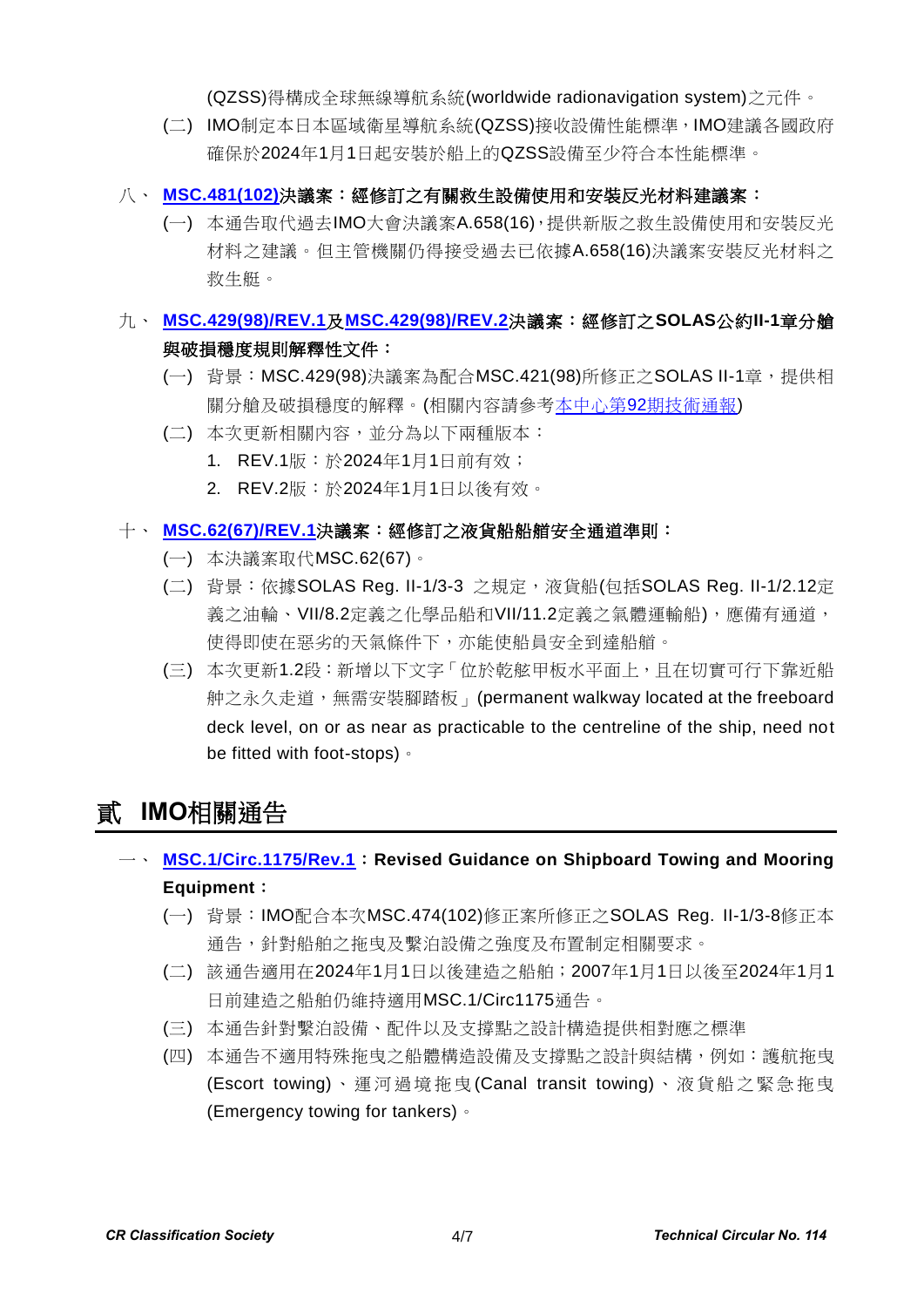(QZSS)得構成全球無線導航系統(worldwide radionavigation system)之元件。

(二) IMO制定本日本區域衛星導航系統(QZSS)接收設備性能標準，IMO建議各國政府確保於2024年1月1日起安裝於船上的QZSS設備至少符合本性能標準。

八、 **MSC.481(102)決議案：經修訂之有關救生設備使用和安裝反光材料建議案：**

(一) 本通告取代過去IMO大會決議案A.658(16)，提供新版之救生設備使用和安裝反光材料之建議。但主管機關仍得接受過去已依據A.658(16)決議案安裝反光材料之救生艇。

九、 **MSC.429(98)/REV.1及MSC.429(98)/REV.2決議案：經修訂之SOLAS公約II-1章分艙與破損穩度規則解釋性文件：**

(一) 背景：MSC.429(98)決議案為配合MSC.421(98)所修正之SOLAS II-1章，提供相關分艙及破損穩度的解釋。(相關內容請參考本中心第92期技術通報)

(二) 本次更新相關內容，並分為以下兩種版本：

1. REV.1版：於2024年1月1日前有效；
2. REV.2版：於2024年1月1日以後有效。

十、 **MSC.62(67)/REV.1決議案：經修訂之液貨船船艏安全通道準則：**

(一) 本決議案取代MSC.62(67)。

(二) 背景：依據SOLAS Reg. II-1/3-3 之規定，液貨船(包括SOLAS Reg. II-1/2.12定義之油輪、VII/8.2定義之化學品船和VII/11.2定義之氣體運輸船)，應備有通道，使得即使在惡劣的天氣條件下，亦能使船員安全到達船艏。

(三) 本次更新1.2段：新增以下文字「位於乾舷甲板水平面上，且在切實可行下靠近船舯之永久走道，無需安裝腳踏板」(permanent walkway located at the freeboard deck level, on or as near as practicable to the centreline of the ship, need not be fitted with foot-stops)。

# 貳 IMO相關通告

一、 **MSC.1/Circ.1175/Rev.1：Revised Guidance on Shipboard Towing and Mooring Equipment：**

(一) 背景：IMO配合本次MSC.474(102)修正案所修正之SOLAS Reg. II-1/3-8修正本通告，針對船舶之拖曳及繫泊設備之強度及布置制定相關要求。

(二) 該通告適用在2024年1月1日以後建造之船舶；2007年1月1日以後至2024年1月1日前建造之船舶仍維持適用MSC.1/Circ1175通告。

(三) 本通告針對繫泊設備、配件以及支撐點之設計構造提供相對應之標準

(四) 本通告不適用特殊拖曳之船體構造設備及支撐點之設計與結構，例如：護航拖曳(Escort towing)、運河過境拖曳(Canal transit towing)、液貨船之緊急拖曳(Emergency towing for tankers)。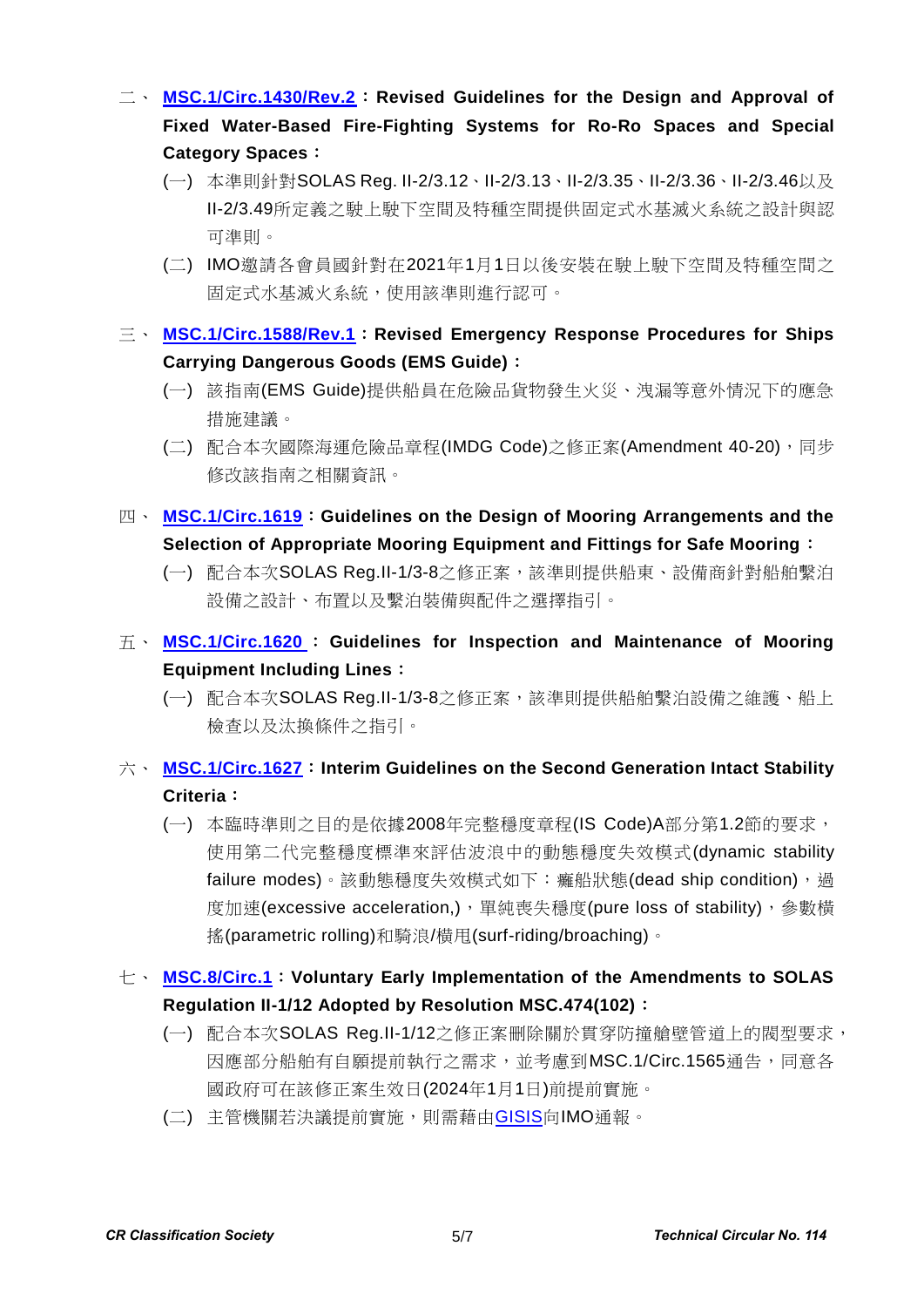二、 **MSC.1/Circ.1430/Rev.2：Revised Guidelines for the Design and Approval of Fixed Water-Based Fire-Fighting Systems for Ro-Ro Spaces and Special Category Spaces：**

(一) 本準則針對SOLAS Reg. II-2/3.12、II-2/3.13、II-2/3.35、II-2/3.36、II-2/3.46以及II-2/3.49所定義之駛上駛下空間及特種空間提供固定式水基滅火系統之設計與認可準則。

(二) IMO邀請各會員國針對在2021年1月1日以後安裝在駛上駛下空間及特種空間之固定式水基滅火系統，使用該準則進行認可。

三、 **MSC.1/Circ.1588/Rev.1：Revised Emergency Response Procedures for Ships Carrying Dangerous Goods (EMS Guide)：**

(一) 該指南(EMS Guide)提供船員在危險品貨物發生火災、洩漏等意外情況下的應急措施建議。

(二) 配合本次國際海運危險品章程(IMDG Code)之修正案(Amendment 40-20)，同步修改該指南之相關資訊。

四、 **MSC.1/Circ.1619：Guidelines on the Design of Mooring Arrangements and the Selection of Appropriate Mooring Equipment and Fittings for Safe Mooring：**

(一) 配合本次SOLAS Reg.II-1/3-8之修正案，該準則提供船東、設備商針對船舶繫泊設備之設計、布置以及繫泊裝備與配件之選擇指引。

五、 **MSC.1/Circ.1620：Guidelines for Inspection and Maintenance of Mooring Equipment Including Lines：**

(一) 配合本次SOLAS Reg.II-1/3-8之修正案，該準則提供船舶繫泊設備之維護、船上檢查以及汰換條件之指引。

六、 **MSC.1/Circ.1627：Interim Guidelines on the Second Generation Intact Stability Criteria：**

(一) 本臨時準則之目的是依據2008年完整穩度章程(IS Code)A部分第1.2節的要求，使用第二代完整穩度標準來評估波浪中的動態穩度失效模式(dynamic stability failure modes)。該動態穩度失效模式如下：癱船狀態(dead ship condition)，過度加速(excessive acceleration,)，單純喪失穩度(pure loss of stability)，參數橫搖(parametric rolling)和騎浪/橫甩(surf-riding/broaching)。

七、 **MSC.8/Circ.1：Voluntary Early Implementation of the Amendments to SOLAS Regulation II-1/12 Adopted by Resolution MSC.474(102)：**

(一) 配合本次SOLAS Reg.II-1/12之修正案刪除關於貫穿防撞艙壁管道上的閥型要求，因應部分船舶有自願提前執行之需求，並考慮到MSC.1/Circ.1565通告，同意各國政府可在該修正案生效日(2024年1月1日)前提前實施。

(二) 主管機關若決議提前實施，則需藉由GISIS向IMO通報。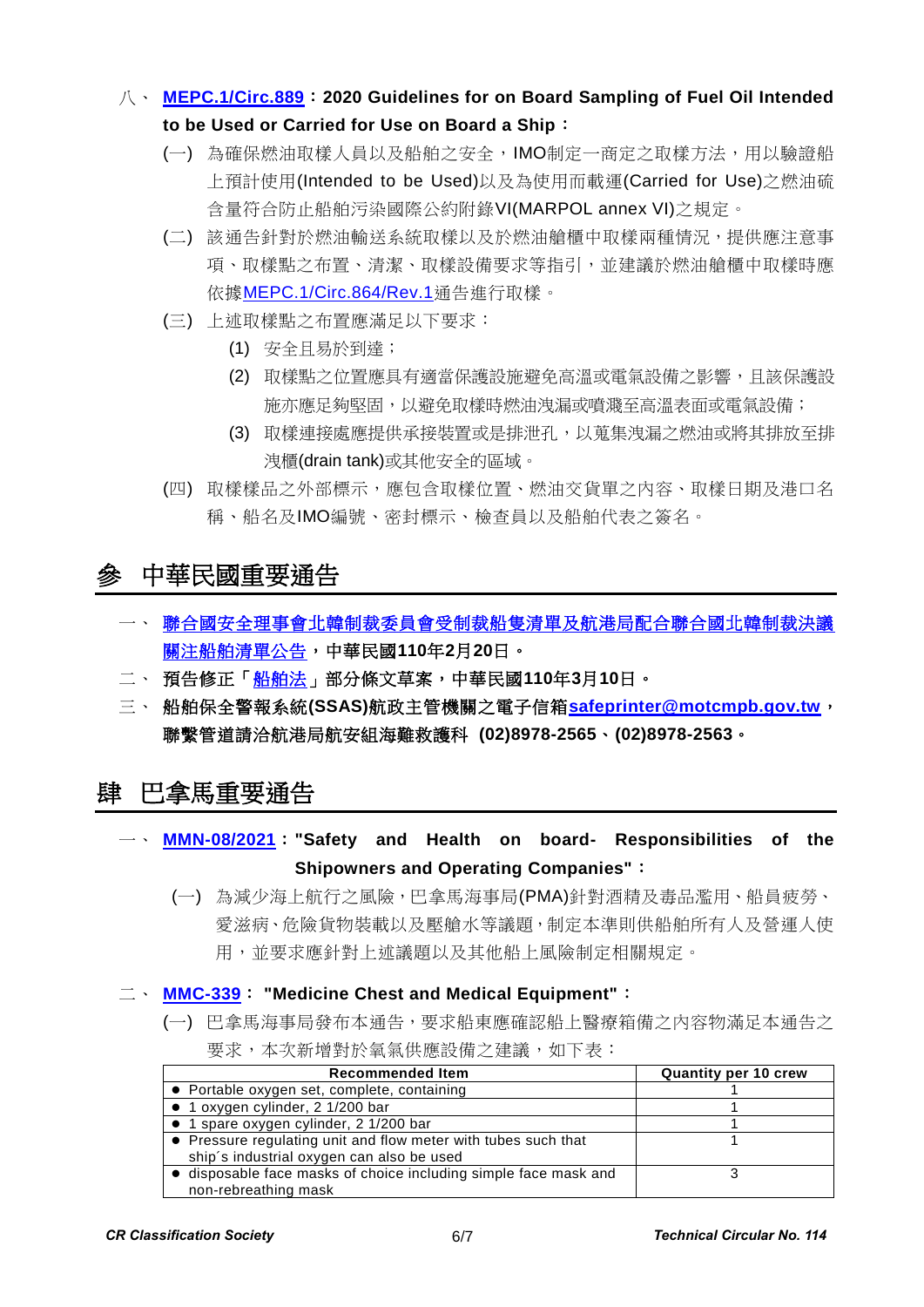八、 **MEPC.1/Circ.889：2020 Guidelines for on Board Sampling of Fuel Oil Intended to be Used or Carried for Use on Board a Ship：**

(一) 為確保燃油取樣人員以及船舶之安全，IMO制定一商定之取樣方法，用以驗證船上預計使用(Intended to be Used)以及為使用而載運(Carried for Use)之燃油硫含量符合防止船舶污染國際公約附錄VI(MARPOL annex VI)之規定。

(二) 該通告針對於燃油輸送系統取樣以及於燃油艙櫃中取樣兩種情況，提供應注意事項、取樣點之布置、清潔、取樣設備要求等指引，並建議於燃油艙櫃中取樣時應依據MEPC.1/Circ.864/Rev.1通告進行取樣。

(三) 上述取樣點之布置應滿足以下要求：

(1) 安全且易於到達；

(2) 取樣點之位置應具有適當保護設施避免高溫或電氣設備之影響，且該保護設施亦應足夠堅固，以避免取樣時燃油洩漏或噴濺至高溫表面或電氣設備；

(3) 取樣連接處應提供承接裝置或是排泄孔，以蒐集洩漏之燃油或將其排放至排洩櫃(drain tank)或其他安全的區域。

(四) 取樣樣品之外部標示，應包含取樣位置、燃油交貨單之內容、取樣日期及港口名稱、船名及IMO編號、密封標示、檢查員以及船舶代表之簽名。

# 參 中華民國重要通告

一、 **聯合國安全理事會北韓制裁委員會受制裁船隻清單及航港局配合聯合國北韓制裁決議關注船舶清單公告，中華民國110年2月20日。**

二、 **預告修正「船舶法」部分條文草案，中華民國110年3月10日。**

三、 **船舶保全警報系統(SSAS)航政主管機關之電子信箱safeprinter@motcmpb.gov.tw，聯繫管道請洽航港局航安組海難救護科 (02)8978-2565、(02)8978-2563。**

# 肆 巴拿馬重要通告

一、 **MMN-08/2021："Safety and Health on board- Responsibilities of the Shipowners and Operating Companies"：**

(一) 為減少海上航行之風險，巴拿馬海事局(PMA)針對酒精及毒品濫用、船員疲勞、愛滋病、危險貨物裝載以及壓艙水等議題，制定本準則供船舶所有人及營運人使用，並要求應針對上述議題以及其他船上風險制定相關規定。

二、 **MMC-339： "Medicine Chest and Medical Equipment"：**

(一) 巴拿馬海事局發布本通告，要求船東應確認船上醫療箱備之內容物滿足本通告之要求，本次新增對於氧氣供應設備之建議，如下表：

| Recommended Item | Quantity per 10 crew |
|---|---|
| ● Portable oxygen set, complete, containing | 1 |
| ● 1 oxygen cylinder, 2 1/200 bar | 1 |
| ● 1 spare oxygen cylinder, 2 1/200 bar | 1 |
| ● Pressure regulating unit and flow meter with tubes such that ship´s industrial oxygen can also be used | 1 |
| ● disposable face masks of choice including simple face mask and non-rebreathing mask | 3 |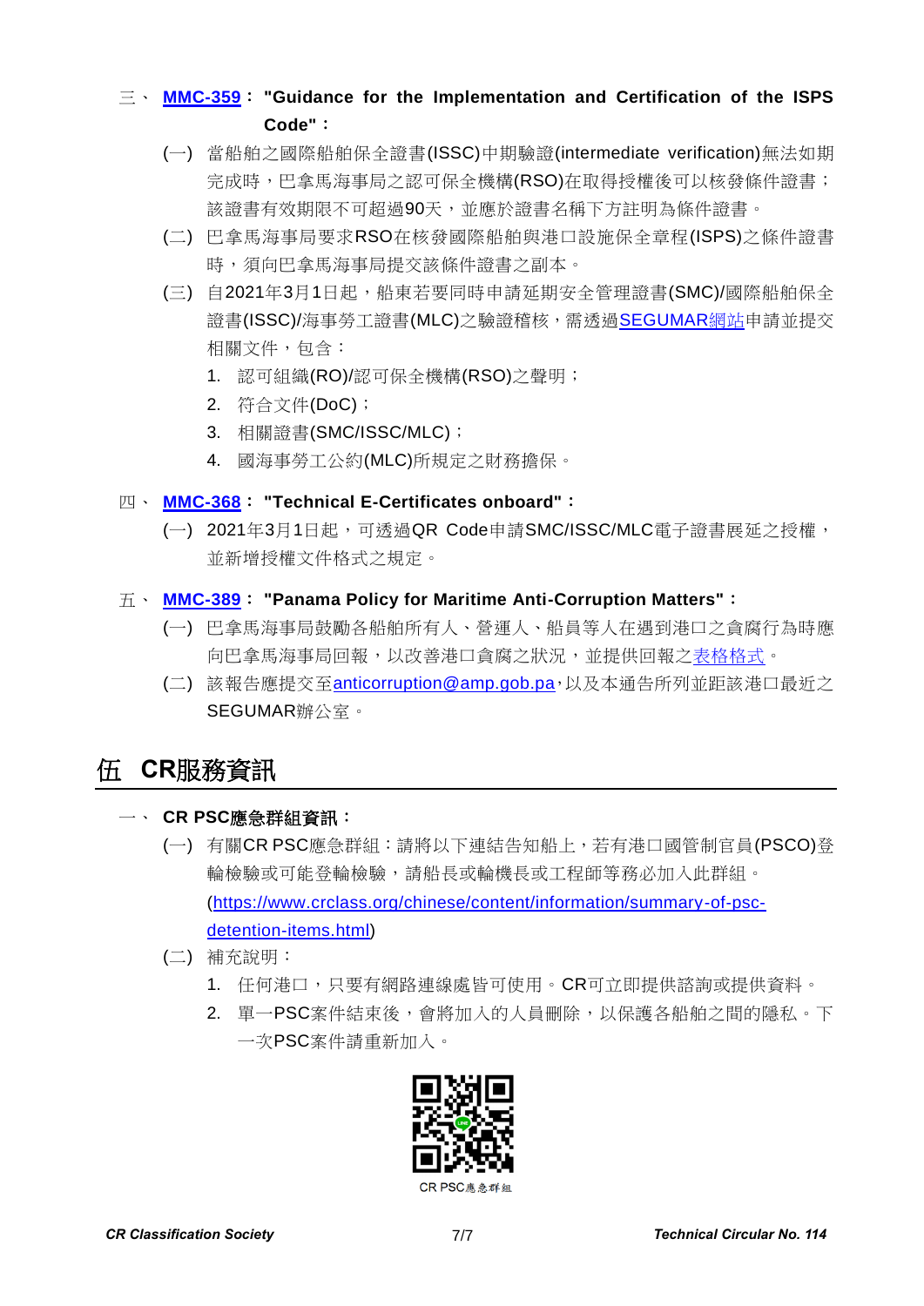三、 **MMC-359： "Guidance for the Implementation and Certification of the ISPS Code"：**

(一) 當船舶之國際船舶保全證書(ISSC)中期驗證(intermediate verification)無法如期完成時，巴拿馬海事局之認可保全機構(RSO)在取得授權後可以核發條件證書；該證書有效期限不可超過90天，並應於證書名稱下方註明為條件證書。

(二) 巴拿馬海事局要求RSO在核發國際船舶與港口設施保全章程(ISPS)之條件證書時，須向巴拿馬海事局提交該條件證書之副本。

(三) 自2021年3月1日起，船東若要同時申請延期安全管理證書(SMC)/國際船舶保全證書(ISSC)/海事勞工證書(MLC)之驗證稽核，需透過SEGUMAR網站申請並提交相關文件，包含：

1. 認可組織(RO)/認可保全機構(RSO)之聲明；
2. 符合文件(DoC)；
3. 相關證書(SMC/ISSC/MLC)；
4. 國海事勞工公約(MLC)所規定之財務擔保。

四、 **MMC-368： "Technical E-Certificates onboard"：**

(一) 2021年3月1日起，可透過QR Code申請SMC/ISSC/MLC電子證書展延之授權，並新增授權文件格式之規定。

五、 **MMC-389： "Panama Policy for Maritime Anti-Corruption Matters"：**

(一) 巴拿馬海事局鼓勵各船舶所有人、營運人、船員等人在遇到港口之貪腐行為時應向巴拿馬海事局回報，以改善港口貪腐之狀況，並提供回報之表格格式。

(二) 該報告應提交至anticorruption@amp.gob.pa，以及本通告所列並距該港口最近之SEGUMAR辦公室。

# 伍 CR服務資訊

一、 **CR PSC應急群組資訊：**

(一) 有關CR PSC應急群組：請將以下連結告知船上，若有港口國管制官員(PSCO)登輪檢驗或可能登輪檢驗，請船長或輪機長或工程師等務必加入此群組。(https://www.crclass.org/chinese/content/information/summary-of-psc-detention-items.html)

(二) 補充說明：

1. 任何港口，只要有網路連線處皆可使用。CR可立即提供諮詢或提供資料。
2. 單一PSC案件結束後，會將加入的人員刪除，以保護各船舶之間的隱私。下一次PSC案件請重新加入。

CR PSC應急群組